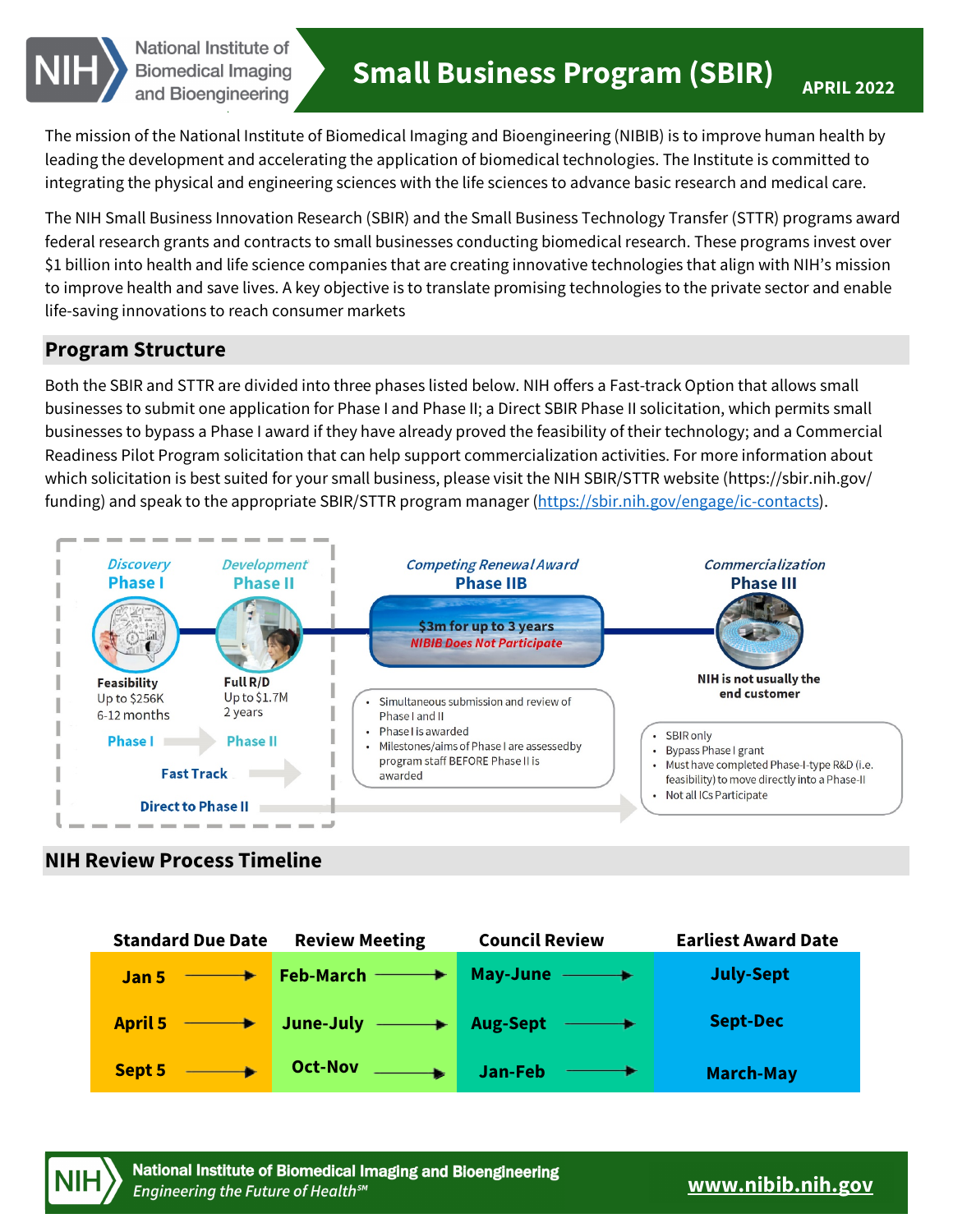# Small Business Program (SBIR)

**APRIL 2022**

National Institute of Biomedical Imaging and Bioengineering

The mission of the National Institute of Biomedical Imaging and Bioengineering (NIBIB) is to improve human health by leading the development and accelerating the application of biomedical technologies. The Institute is committed to integrating the physical and engineering sciences with the life sciences to advance basic research and medical care.

The NIH Small Business Innovation Research (SBIR) and the Small Business Technology Transfer (STTR) programs award federal research grants and contracts to small businesses conducting biomedical research. These programs invest over $1 billion into health and life science companies that are creating innovative technologies that align with NIH's mission to improve health and save lives. A key objective is to translate promising technologies to the private sector and enable life-saving innovations to reach consumer markets

## Program Structure

Both the SBIR and STTR are divided into three phases listed below. NIH offers a Fast-track Option that allows small businesses to submit one application for Phase I and Phase II; a Direct SBIR Phase II solicitation, which permits small businesses to bypass a Phase I award if they have already proved the feasibility of their technology; and a Commercial Readiness Pilot Program solicitation that can help support commercialization activities. For more information about which solicitation is best suited for your small business, please visit the NIH SBIR/STTR website (https://sbir.nih.gov/funding) and speak to the appropriate SBIR/STTR program manager (https://sbir.nih.gov/engage/ic-contacts).

*Discovery*
**Phase I**
**Feasibility**
Up to $256K
6-12 months

*Development*
**Phase II**
**Full R/D**
Up to $1.7M
2 years

*Competing Renewal Award*
**Phase IIB**
$3m for up to 3 years
*NIBIB Does Not Participate*

*Commercialization*
**Phase III**
**NIH is not usually the end customer**

**Phase I** → **Phase II**

**Fast Track**
- Simultaneous submission and review of Phase I and II
- Phase I is awarded
- Milestones/aims of Phase I are assessed by program staff BEFORE Phase II is awarded

**Direct to Phase II**
- SBIR only
- Bypass Phase I grant
- Must have completed Phase-I-type R&D (i.e. feasibility) to move directly into a Phase-II
- Not all ICs Participate

## NIH Review Process Timeline

| Standard Due Date | Review Meeting | Council Review | Earliest Award Date |
|---|---|---|---|
| Jan 5 → | Feb-March → | May-June → | July-Sept |
| April 5 → | June-July → | Aug-Sept → | Sept-Dec |
| Sept 5 → | Oct-Nov → | Jan-Feb → | March-May |

**National Institute of Biomedical Imaging and Bioengineering**
*Engineering the Future of Health℠*

**www.nibib.nih.gov**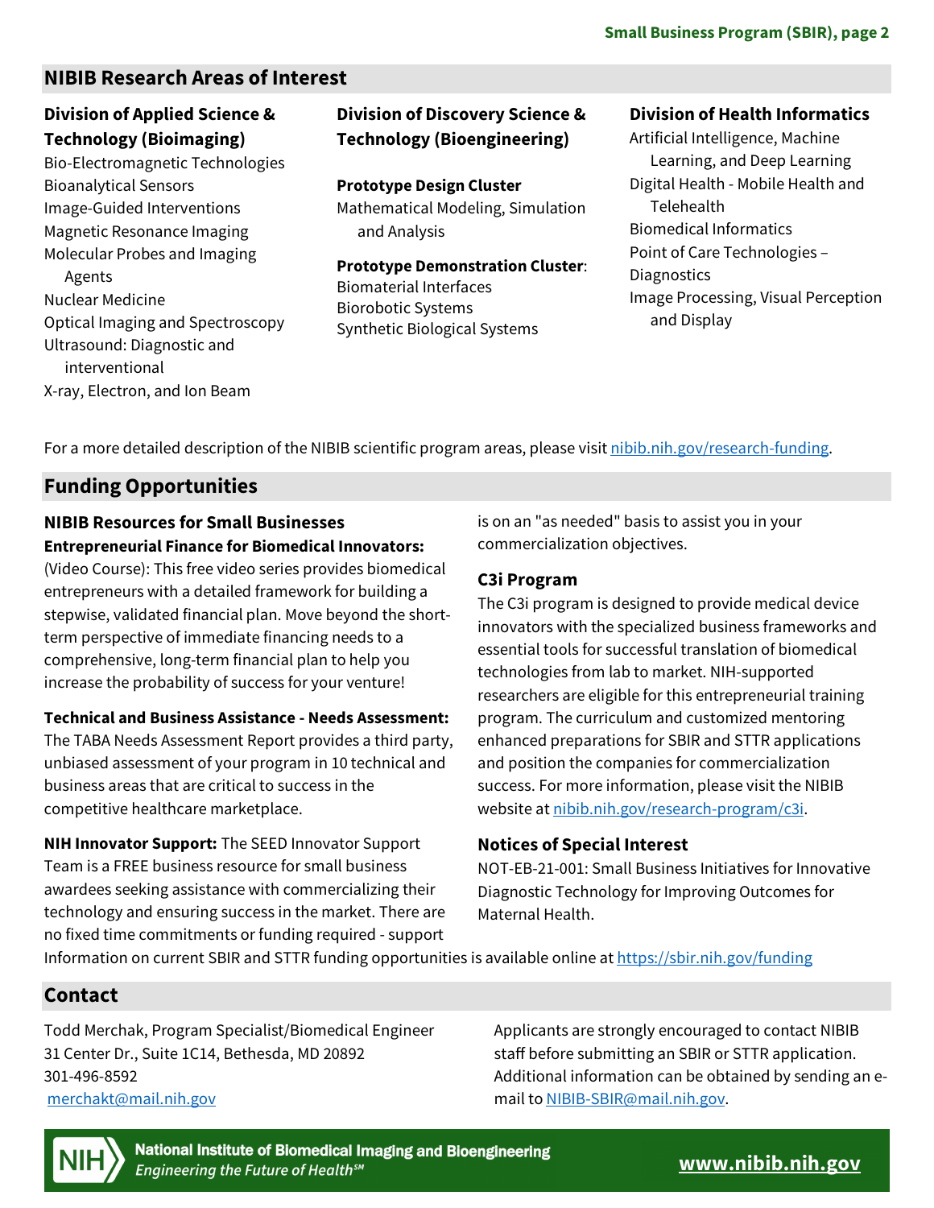## NIBIB Research Areas of Interest

### Division of Applied Science & Technology (Bioimaging)

Bio-Electromagnetic Technologies
Bioanalytical Sensors
Image-Guided Interventions
Magnetic Resonance Imaging
Molecular Probes and Imaging Agents
Nuclear Medicine
Optical Imaging and Spectroscopy
Ultrasound: Diagnostic and interventional
X-ray, Electron, and Ion Beam

### Division of Discovery Science & Technology (Bioengineering)

**Prototype Design Cluster**
Mathematical Modeling, Simulation and Analysis

**Prototype Demonstration Cluster**:
Biomaterial Interfaces
Biorobotic Systems
Synthetic Biological Systems

### Division of Health Informatics

Artificial Intelligence, Machine Learning, and Deep Learning
Digital Health - Mobile Health and Telehealth
Biomedical Informatics
Point of Care Technologies – Diagnostics
Image Processing, Visual Perception and Display

For a more detailed description of the NIBIB scientific program areas, please visit [nibib.nih.gov/research-funding](nibib.nih.gov/research-funding).

## Funding Opportunities

### NIBIB Resources for Small Businesses

**Entrepreneurial Finance for Biomedical Innovators:** (Video Course): This free video series provides biomedical entrepreneurs with a detailed framework for building a stepwise, validated financial plan. Move beyond the short-term perspective of immediate financing needs to a comprehensive, long-term financial plan to help you increase the probability of success for your venture!

**Technical and Business Assistance - Needs Assessment:** The TABA Needs Assessment Report provides a third party, unbiased assessment of your program in 10 technical and business areas that are critical to success in the competitive healthcare marketplace.

**NIH Innovator Support:** The SEED Innovator Support Team is a FREE business resource for small business awardees seeking assistance with commercializing their technology and ensuring success in the market. There are no fixed time commitments or funding required - support is on an "as needed" basis to assist you in your commercialization objectives.

### C3i Program

The C3i program is designed to provide medical device innovators with the specialized business frameworks and essential tools for successful translation of biomedical technologies from lab to market. NIH-supported researchers are eligible for this entrepreneurial training program. The curriculum and customized mentoring enhanced preparations for SBIR and STTR applications and position the companies for commercialization success. For more information, please visit the NIBIB website at [nibib.nih.gov/research-program/c3i](nibib.nih.gov/research-program/c3i).

### Notices of Special Interest

NOT-EB-21-001: Small Business Initiatives for Innovative Diagnostic Technology for Improving Outcomes for Maternal Health.

Information on current SBIR and STTR funding opportunities is available online at [https://sbir.nih.gov/funding](https://sbir.nih.gov/funding)

## Contact

Todd Merchak, Program Specialist/Biomedical Engineer
31 Center Dr., Suite 1C14, Bethesda, MD 20892
301-496-8592
[merchakt@mail.nih.gov](mailto:merchakt@mail.nih.gov)

Applicants are strongly encouraged to contact NIBIB staff before submitting an SBIR or STTR application. Additional information can be obtained by sending an e-mail to [NIBIB-SBIR@mail.nih.gov](mailto:NIBIB-SBIR@mail.nih.gov).

**National Institute of Biomedical Imaging and Bioengineering**
*Engineering the Future of Health℠*

**www.nibib.nih.gov**